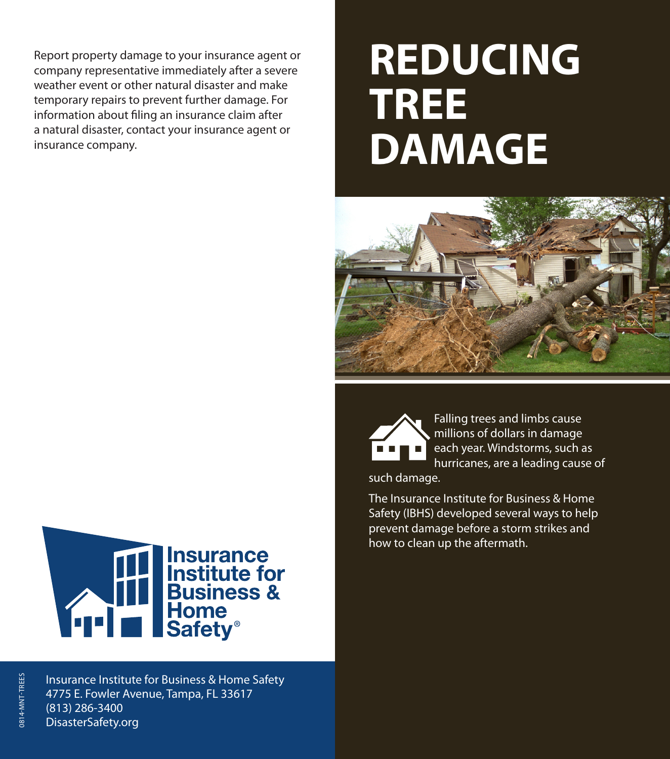# REDUCING TREE DAMAGE

Falling trees and limbs cause millions of dollars in damage each year. Windstorms, such as hurricanes, are a leading cause of such damage.

The Insurance Institute for Business & Home Safety (IBHS) developed several ways to help prevent damage before a storm strikes and how to clean up the aftermath.

Report property damage to your insurance agent or company representative immediately after a severe weather event or other natural disaster and make temporary repairs to prevent further damage. For information about filing an insurance claim after a natural disaster, contact your insurance agent or insurance company.

Insurance Institute for Business & Home Safety®

Insurance Institute for Business & Home Safety
4775 E. Fowler Avenue, Tampa, FL 33617
(813) 286-3400
DisasterSafety.org

0814-MNT-TREES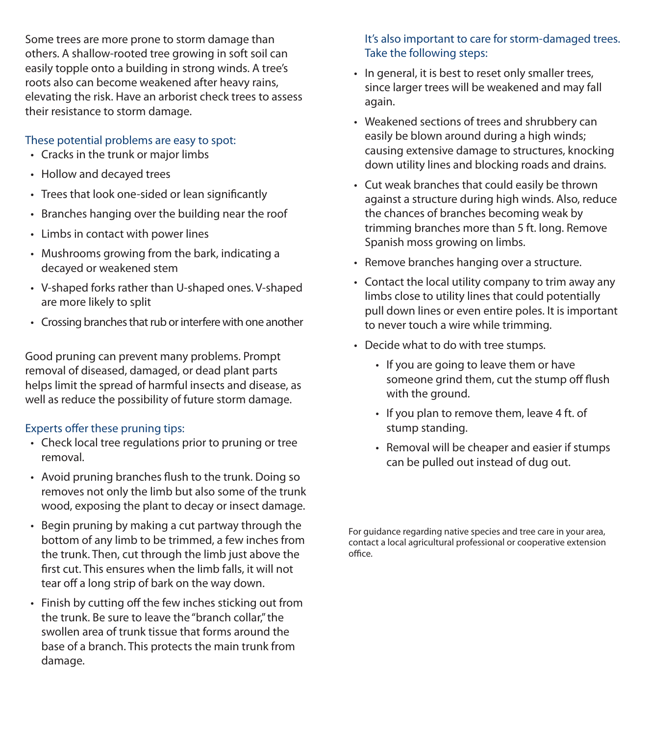Some trees are more prone to storm damage than others. A shallow-rooted tree growing in soft soil can easily topple onto a building in strong winds. A tree's roots also can become weakened after heavy rains, elevating the risk. Have an arborist check trees to assess their resistance to storm damage.

### These potential problems are easy to spot:

- Cracks in the trunk or major limbs
- Hollow and decayed trees
- Trees that look one-sided or lean significantly
- Branches hanging over the building near the roof
- Limbs in contact with power lines
- Mushrooms growing from the bark, indicating a decayed or weakened stem
- V-shaped forks rather than U-shaped ones. V-shaped are more likely to split
- Crossing branches that rub or interfere with one another

Good pruning can prevent many problems. Prompt removal of diseased, damaged, or dead plant parts helps limit the spread of harmful insects and disease, as well as reduce the possibility of future storm damage.

### Experts offer these pruning tips:

- Check local tree regulations prior to pruning or tree removal.
- Avoid pruning branches flush to the trunk. Doing so removes not only the limb but also some of the trunk wood, exposing the plant to decay or insect damage.
- Begin pruning by making a cut partway through the bottom of any limb to be trimmed, a few inches from the trunk. Then, cut through the limb just above the first cut. This ensures when the limb falls, it will not tear off a long strip of bark on the way down.
- Finish by cutting off the few inches sticking out from the trunk. Be sure to leave the "branch collar," the swollen area of trunk tissue that forms around the base of a branch. This protects the main trunk from damage.

### It's also important to care for storm-damaged trees. Take the following steps:

- In general, it is best to reset only smaller trees, since larger trees will be weakened and may fall again.
- Weakened sections of trees and shrubbery can easily be blown around during a high winds; causing extensive damage to structures, knocking down utility lines and blocking roads and drains.
- Cut weak branches that could easily be thrown against a structure during high winds. Also, reduce the chances of branches becoming weak by trimming branches more than 5 ft. long. Remove Spanish moss growing on limbs.
- Remove branches hanging over a structure.
- Contact the local utility company to trim away any limbs close to utility lines that could potentially pull down lines or even entire poles. It is important to never touch a wire while trimming.
- Decide what to do with tree stumps.
  - If you are going to leave them or have someone grind them, cut the stump off flush with the ground.
  - If you plan to remove them, leave 4 ft. of stump standing.
  - Removal will be cheaper and easier if stumps can be pulled out instead of dug out.

For guidance regarding native species and tree care in your area, contact a local agricultural professional or cooperative extension office.